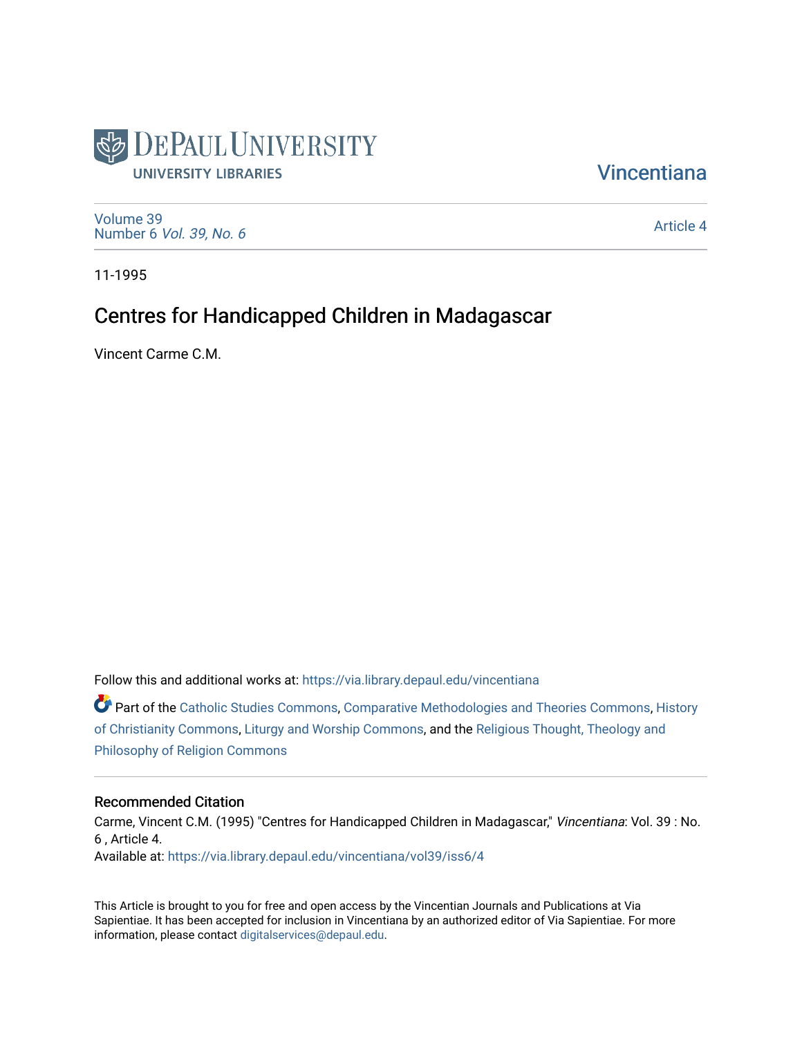DePaul University
UNIVERSITY LIBRARIES

Vincentiana

Volume 39
Number 6 *Vol. 39, No. 6*

Article 4

11-1995

# Centres for Handicapped Children in Madagascar

Vincent Carme C.M.

Follow this and additional works at: https://via.library.depaul.edu/vincentiana

Part of the Catholic Studies Commons, Comparative Methodologies and Theories Commons, History of Christianity Commons, Liturgy and Worship Commons, and the Religious Thought, Theology and Philosophy of Religion Commons

## Recommended Citation

Carme, Vincent C.M. (1995) "Centres for Handicapped Children in Madagascar," *Vincentiana*: Vol. 39 : No. 6 , Article 4.
Available at: https://via.library.depaul.edu/vincentiana/vol39/iss6/4

This Article is brought to you for free and open access by the Vincentian Journals and Publications at Via Sapientiae. It has been accepted for inclusion in Vincentiana by an authorized editor of Via Sapientiae. For more information, please contact digitalservices@depaul.edu.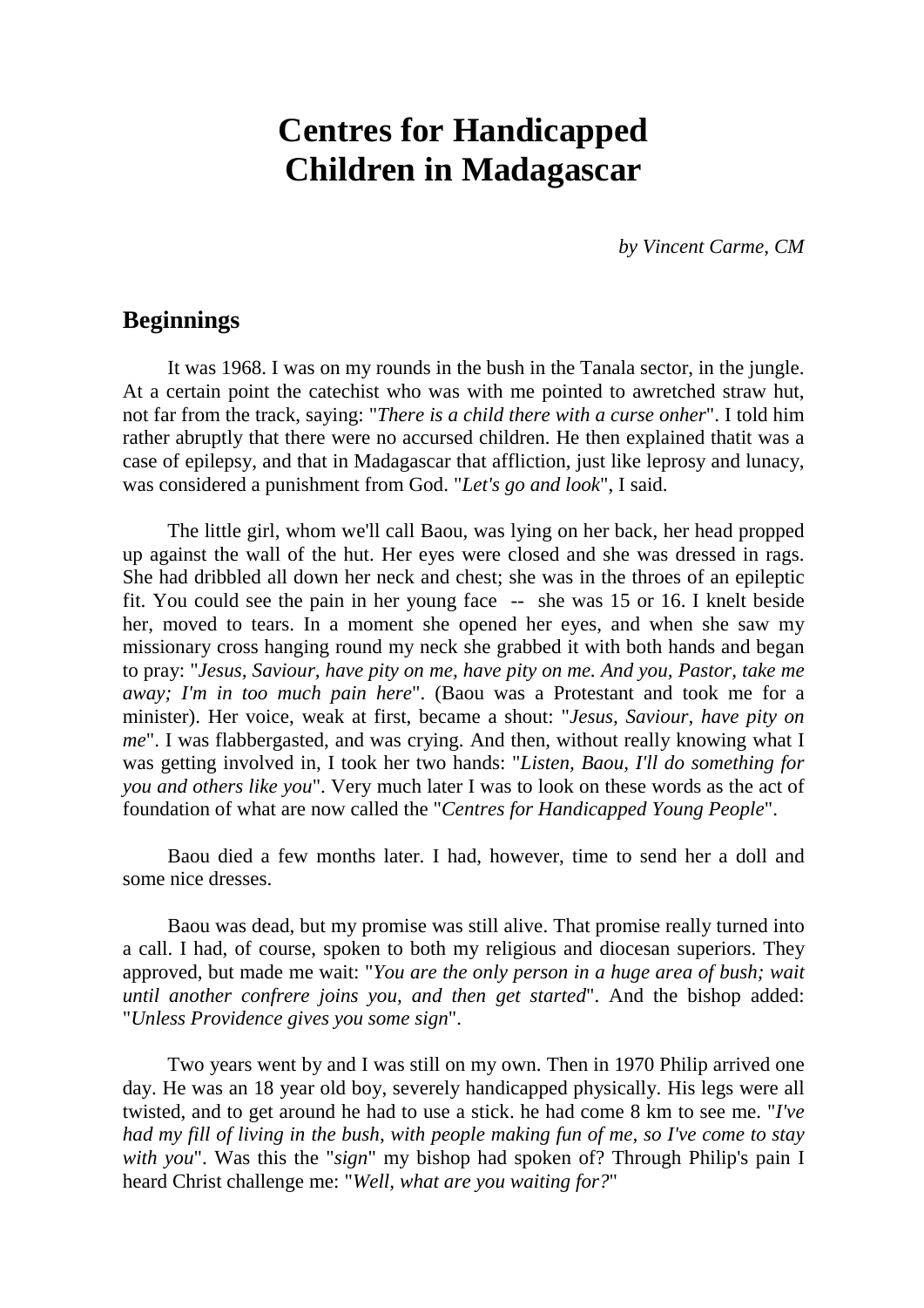# Centres for Handicapped Children in Madagascar

*by Vincent Carme, CM*

## Beginnings

It was 1968. I was on my rounds in the bush in the Tanala sector, in the jungle. At a certain point the catechist who was with me pointed to awretched straw hut, not far from the track, saying: "*There is a child there with a curse onher*". I told him rather abruptly that there were no accursed children. He then explained thatit was a case of epilepsy, and that in Madagascar that affliction, just like leprosy and lunacy, was considered a punishment from God. "*Let's go and look*", I said.

The little girl, whom we'll call Baou, was lying on her back, her head propped up against the wall of the hut. Her eyes were closed and she was dressed in rags. She had dribbled all down her neck and chest; she was in the throes of an epileptic fit. You could see the pain in her young face -- she was 15 or 16. I knelt beside her, moved to tears. In a moment she opened her eyes, and when she saw my missionary cross hanging round my neck she grabbed it with both hands and began to pray: "*Jesus, Saviour, have pity on me, have pity on me. And you, Pastor, take me away; I'm in too much pain here*". (Baou was a Protestant and took me for a minister). Her voice, weak at first, became a shout: "*Jesus, Saviour, have pity on me*". I was flabbergasted, and was crying. And then, without really knowing what I was getting involved in, I took her two hands: "*Listen, Baou, I'll do something for you and others like you*". Very much later I was to look on these words as the act of foundation of what are now called the "*Centres for Handicapped Young People*".

Baou died a few months later. I had, however, time to send her a doll and some nice dresses.

Baou was dead, but my promise was still alive. That promise really turned into a call. I had, of course, spoken to both my religious and diocesan superiors. They approved, but made me wait: "*You are the only person in a huge area of bush; wait until another confrere joins you, and then get started*". And the bishop added: "*Unless Providence gives you some sign*".

Two years went by and I was still on my own. Then in 1970 Philip arrived one day. He was an 18 year old boy, severely handicapped physically. His legs were all twisted, and to get around he had to use a stick. he had come 8 km to see me. "*I've had my fill of living in the bush, with people making fun of me, so I've come to stay with you*". Was this the "*sign*" my bishop had spoken of? Through Philip's pain I heard Christ challenge me: "*Well, what are you waiting for?*"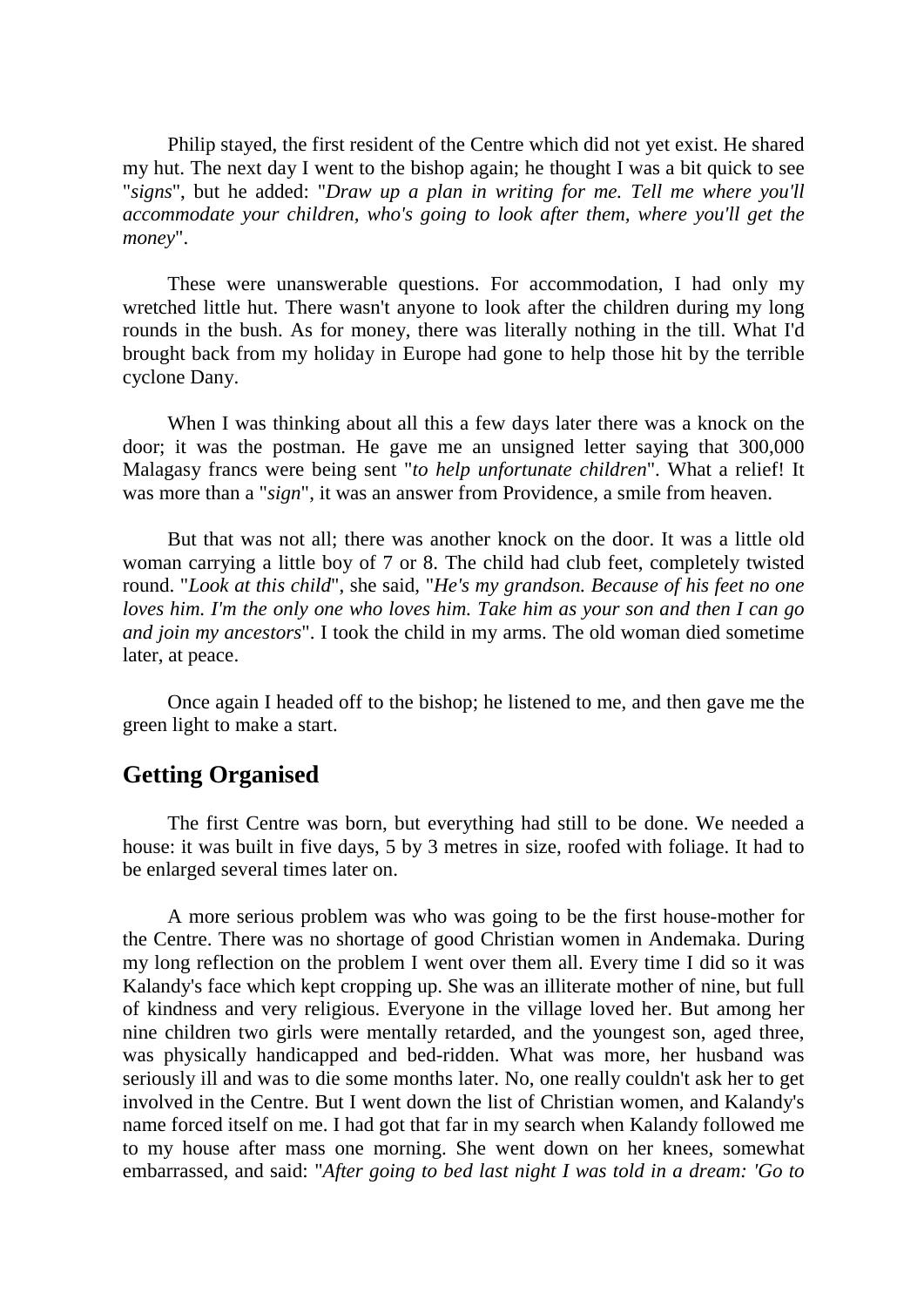Philip stayed, the first resident of the Centre which did not yet exist. He shared my hut. The next day I went to the bishop again; he thought I was a bit quick to see "*signs*", but he added: "*Draw up a plan in writing for me. Tell me where you'll accommodate your children, who's going to look after them, where you'll get the money*".

These were unanswerable questions. For accommodation, I had only my wretched little hut. There wasn't anyone to look after the children during my long rounds in the bush. As for money, there was literally nothing in the till. What I'd brought back from my holiday in Europe had gone to help those hit by the terrible cyclone Dany.

When I was thinking about all this a few days later there was a knock on the door; it was the postman. He gave me an unsigned letter saying that 300,000 Malagasy francs were being sent "*to help unfortunate children*". What a relief! It was more than a "*sign*", it was an answer from Providence, a smile from heaven.

But that was not all; there was another knock on the door. It was a little old woman carrying a little boy of 7 or 8. The child had club feet, completely twisted round. "*Look at this child*", she said, "*He's my grandson. Because of his feet no one loves him. I'm the only one who loves him. Take him as your son and then I can go and join my ancestors*". I took the child in my arms. The old woman died sometime later, at peace.

Once again I headed off to the bishop; he listened to me, and then gave me the green light to make a start.

## Getting Organised

The first Centre was born, but everything had still to be done. We needed a house: it was built in five days, 5 by 3 metres in size, roofed with foliage. It had to be enlarged several times later on.

A more serious problem was who was going to be the first house-mother for the Centre. There was no shortage of good Christian women in Andemaka. During my long reflection on the problem I went over them all. Every time I did so it was Kalandy's face which kept cropping up. She was an illiterate mother of nine, but full of kindness and very religious. Everyone in the village loved her. But among her nine children two girls were mentally retarded, and the youngest son, aged three, was physically handicapped and bed-ridden. What was more, her husband was seriously ill and was to die some months later. No, one really couldn't ask her to get involved in the Centre. But I went down the list of Christian women, and Kalandy's name forced itself on me. I had got that far in my search when Kalandy followed me to my house after mass one morning. She went down on her knees, somewhat embarrassed, and said: "*After going to bed last night I was told in a dream: 'Go to*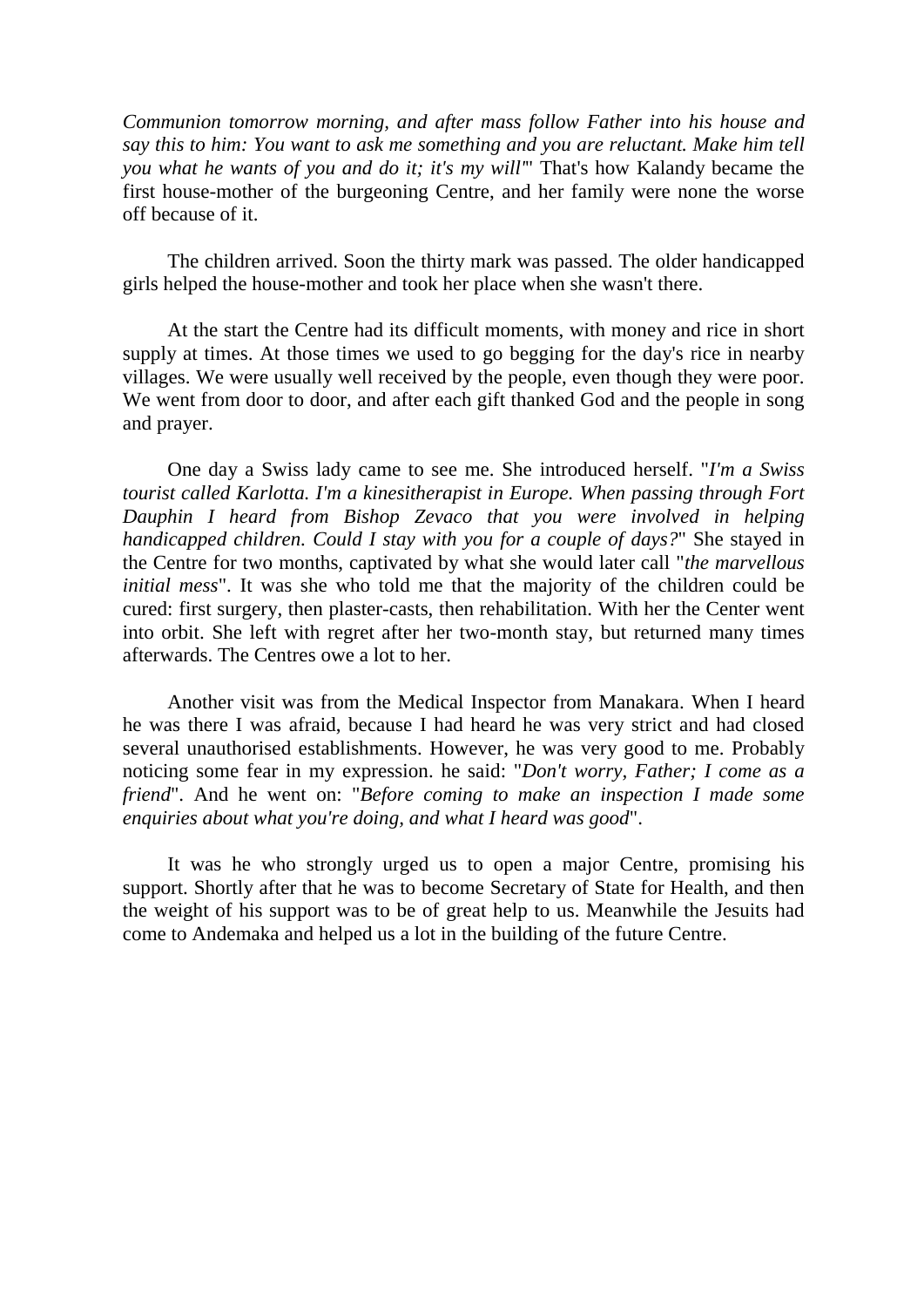*Communion tomorrow morning, and after mass follow Father into his house and say this to him: You want to ask me something and you are reluctant. Make him tell you what he wants of you and do it; it's my will*'" That's how Kalandy became the first house-mother of the burgeoning Centre, and her family were none the worse off because of it.

The children arrived. Soon the thirty mark was passed. The older handicapped girls helped the house-mother and took her place when she wasn't there.

At the start the Centre had its difficult moments, with money and rice in short supply at times. At those times we used to go begging for the day's rice in nearby villages. We were usually well received by the people, even though they were poor. We went from door to door, and after each gift thanked God and the people in song and prayer.

One day a Swiss lady came to see me. She introduced herself. "*I'm a Swiss tourist called Karlotta. I'm a kinesitherapist in Europe. When passing through Fort Dauphin I heard from Bishop Zevaco that you were involved in helping handicapped children. Could I stay with you for a couple of days?*" She stayed in the Centre for two months, captivated by what she would later call "*the marvellous initial mess*". It was she who told me that the majority of the children could be cured: first surgery, then plaster-casts, then rehabilitation. With her the Center went into orbit. She left with regret after her two-month stay, but returned many times afterwards. The Centres owe a lot to her.

Another visit was from the Medical Inspector from Manakara. When I heard he was there I was afraid, because I had heard he was very strict and had closed several unauthorised establishments. However, he was very good to me. Probably noticing some fear in my expression. he said: "*Don't worry, Father; I come as a friend*". And he went on: "*Before coming to make an inspection I made some enquiries about what you're doing, and what I heard was good*".

It was he who strongly urged us to open a major Centre, promising his support. Shortly after that he was to become Secretary of State for Health, and then the weight of his support was to be of great help to us. Meanwhile the Jesuits had come to Andemaka and helped us a lot in the building of the future Centre.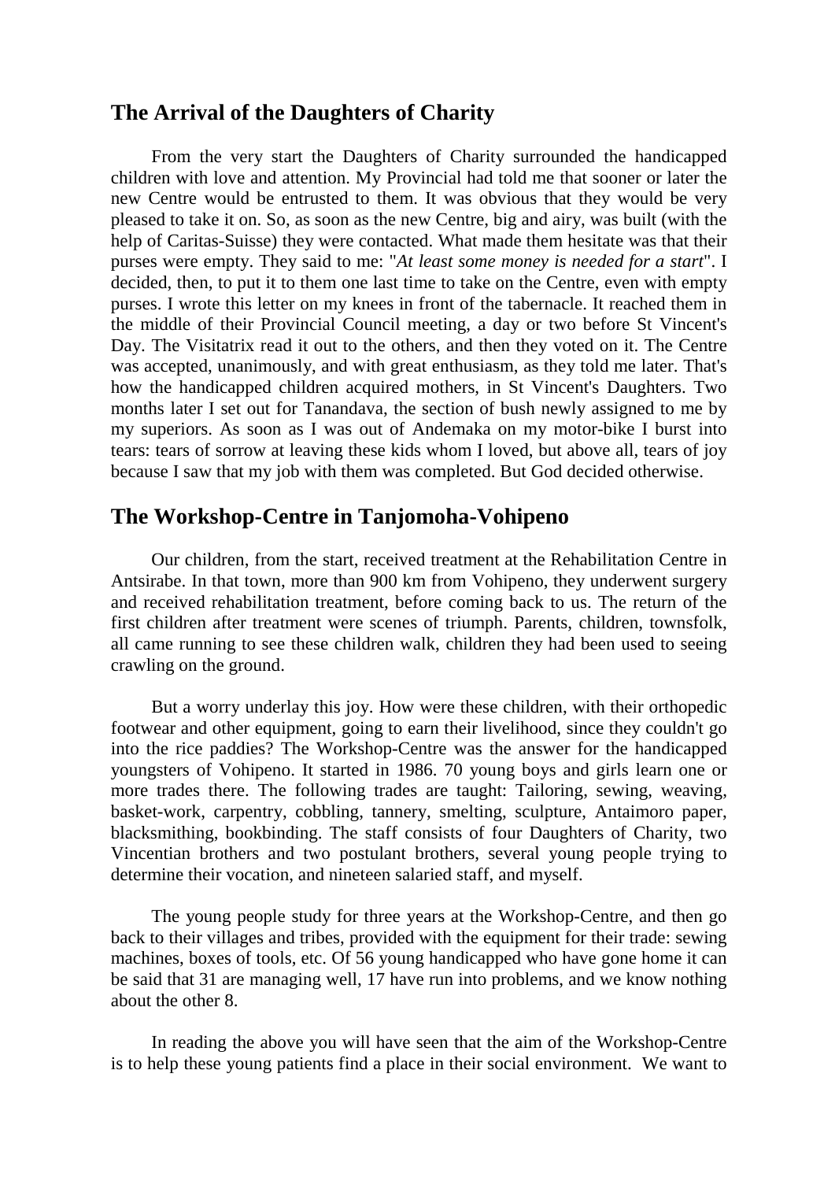## The Arrival of the Daughters of Charity

From the very start the Daughters of Charity surrounded the handicapped children with love and attention. My Provincial had told me that sooner or later the new Centre would be entrusted to them. It was obvious that they would be very pleased to take it on. So, as soon as the new Centre, big and airy, was built (with the help of Caritas-Suisse) they were contacted. What made them hesitate was that their purses were empty. They said to me: "*At least some money is needed for a start*". I decided, then, to put it to them one last time to take on the Centre, even with empty purses. I wrote this letter on my knees in front of the tabernacle. It reached them in the middle of their Provincial Council meeting, a day or two before St Vincent's Day. The Visitatrix read it out to the others, and then they voted on it. The Centre was accepted, unanimously, and with great enthusiasm, as they told me later. That's how the handicapped children acquired mothers, in St Vincent's Daughters. Two months later I set out for Tanandava, the section of bush newly assigned to me by my superiors. As soon as I was out of Andemaka on my motor-bike I burst into tears: tears of sorrow at leaving these kids whom I loved, but above all, tears of joy because I saw that my job with them was completed. But God decided otherwise.

## The Workshop-Centre in Tanjomoha-Vohipeno

Our children, from the start, received treatment at the Rehabilitation Centre in Antsirabe. In that town, more than 900 km from Vohipeno, they underwent surgery and received rehabilitation treatment, before coming back to us. The return of the first children after treatment were scenes of triumph. Parents, children, townsfolk, all came running to see these children walk, children they had been used to seeing crawling on the ground.

But a worry underlay this joy. How were these children, with their orthopedic footwear and other equipment, going to earn their livelihood, since they couldn't go into the rice paddies? The Workshop-Centre was the answer for the handicapped youngsters of Vohipeno. It started in 1986. 70 young boys and girls learn one or more trades there. The following trades are taught: Tailoring, sewing, weaving, basket-work, carpentry, cobbling, tannery, smelting, sculpture, Antaimoro paper, blacksmithing, bookbinding. The staff consists of four Daughters of Charity, two Vincentian brothers and two postulant brothers, several young people trying to determine their vocation, and nineteen salaried staff, and myself.

The young people study for three years at the Workshop-Centre, and then go back to their villages and tribes, provided with the equipment for their trade: sewing machines, boxes of tools, etc. Of 56 young handicapped who have gone home it can be said that 31 are managing well, 17 have run into problems, and we know nothing about the other 8.

In reading the above you will have seen that the aim of the Workshop-Centre is to help these young patients find a place in their social environment. We want to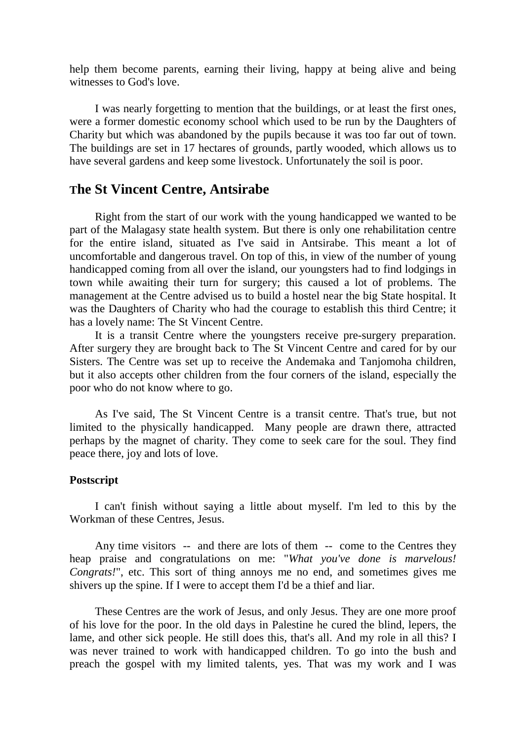help them become parents, earning their living, happy at being alive and being witnesses to God's love.

I was nearly forgetting to mention that the buildings, or at least the first ones, were a former domestic economy school which used to be run by the Daughters of Charity but which was abandoned by the pupils because it was too far out of town. The buildings are set in 17 hectares of grounds, partly wooded, which allows us to have several gardens and keep some livestock. Unfortunately the soil is poor.

## The St Vincent Centre, Antsirabe

Right from the start of our work with the young handicapped we wanted to be part of the Malagasy state health system. But there is only one rehabilitation centre for the entire island, situated as I've said in Antsirabe. This meant a lot of uncomfortable and dangerous travel. On top of this, in view of the number of young handicapped coming from all over the island, our youngsters had to find lodgings in town while awaiting their turn for surgery; this caused a lot of problems. The management at the Centre advised us to build a hostel near the big State hospital. It was the Daughters of Charity who had the courage to establish this third Centre; it has a lovely name: The St Vincent Centre.

It is a transit Centre where the youngsters receive pre-surgery preparation. After surgery they are brought back to The St Vincent Centre and cared for by our Sisters. The Centre was set up to receive the Andemaka and Tanjomoha children, but it also accepts other children from the four corners of the island, especially the poor who do not know where to go.

As I've said, The St Vincent Centre is a transit centre. That's true, but not limited to the physically handicapped. Many people are drawn there, attracted perhaps by the magnet of charity. They come to seek care for the soul. They find peace there, joy and lots of love.

### Postscript

I can't finish without saying a little about myself. I'm led to this by the Workman of these Centres, Jesus.

Any time visitors -- and there are lots of them -- come to the Centres they heap praise and congratulations on me: "*What you've done is marvelous! Congrats!*", etc. This sort of thing annoys me no end, and sometimes gives me shivers up the spine. If I were to accept them I'd be a thief and liar.

These Centres are the work of Jesus, and only Jesus. They are one more proof of his love for the poor. In the old days in Palestine he cured the blind, lepers, the lame, and other sick people. He still does this, that's all. And my role in all this? I was never trained to work with handicapped children. To go into the bush and preach the gospel with my limited talents, yes. That was my work and I was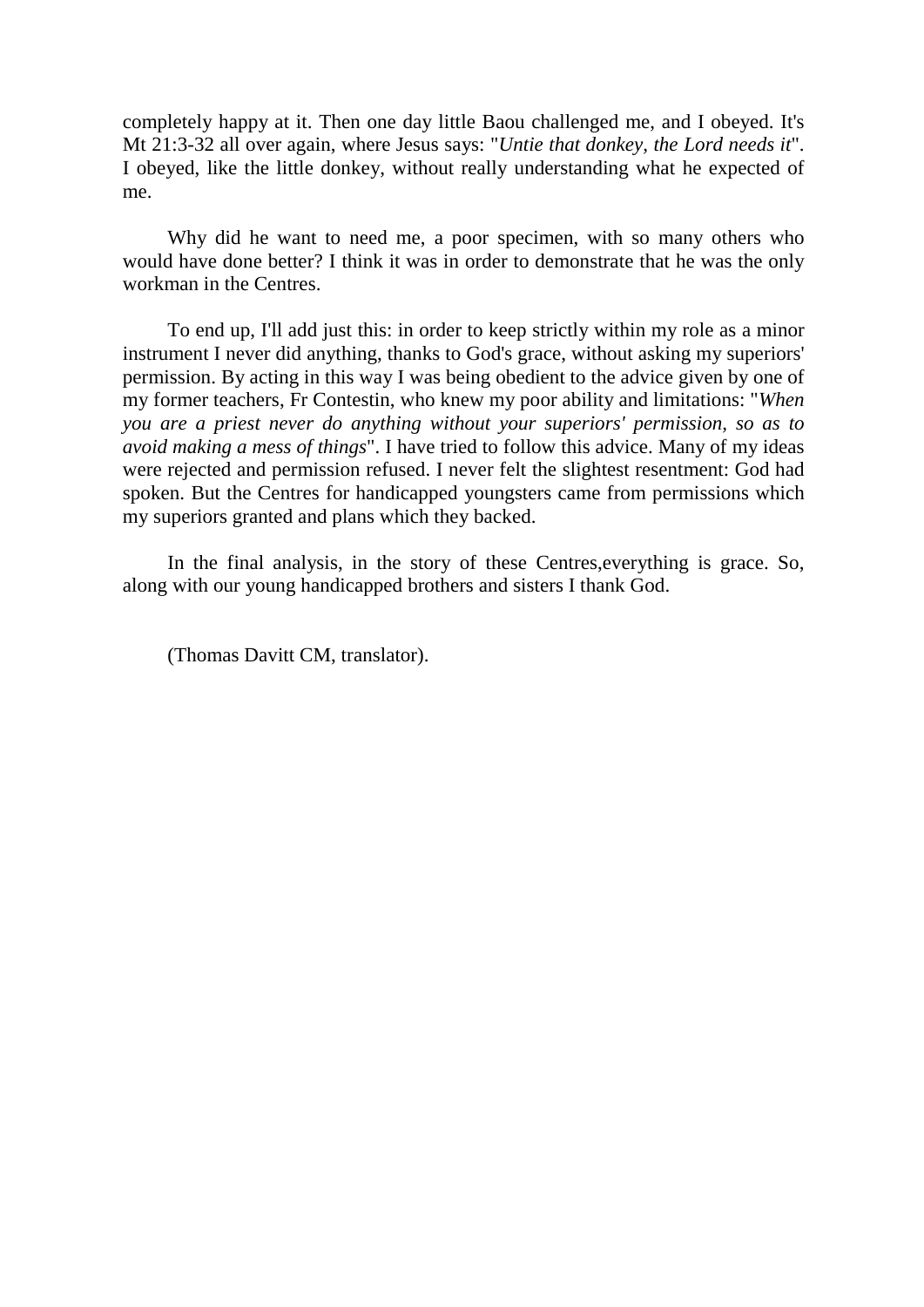completely happy at it. Then one day little Baou challenged me, and I obeyed. It's Mt 21:3-32 all over again, where Jesus says: "*Untie that donkey, the Lord needs it*". I obeyed, like the little donkey, without really understanding what he expected of me.

Why did he want to need me, a poor specimen, with so many others who would have done better? I think it was in order to demonstrate that he was the only workman in the Centres.

To end up, I'll add just this: in order to keep strictly within my role as a minor instrument I never did anything, thanks to God's grace, without asking my superiors' permission. By acting in this way I was being obedient to the advice given by one of my former teachers, Fr Contestin, who knew my poor ability and limitations: "*When you are a priest never do anything without your superiors' permission, so as to avoid making a mess of things*". I have tried to follow this advice. Many of my ideas were rejected and permission refused. I never felt the slightest resentment: God had spoken. But the Centres for handicapped youngsters came from permissions which my superiors granted and plans which they backed.

In the final analysis, in the story of these Centres,everything is grace. So, along with our young handicapped brothers and sisters I thank God.

(Thomas Davitt CM, translator).